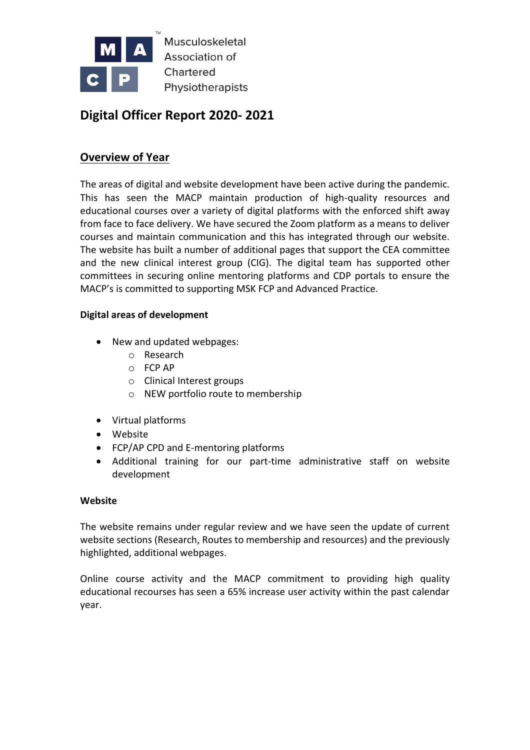Musculoskeletal Association of Chartered Physiotherapists

# Digital Officer Report 2020- 2021

## Overview of Year

The areas of digital and website development have been active during the pandemic. This has seen the MACP maintain production of high-quality resources and educational courses over a variety of digital platforms with the enforced shift away from face to face delivery. We have secured the Zoom platform as a means to deliver courses and maintain communication and this has integrated through our website. The website has built a number of additional pages that support the CEA committee and the new clinical interest group (CIG). The digital team has supported other committees in securing online mentoring platforms and CDP portals to ensure the MACP's is committed to supporting MSK FCP and Advanced Practice.

**Digital areas of development**

- New and updated webpages:
  - Research
  - FCP AP
  - Clinical Interest groups
  - NEW portfolio route to membership
- Virtual platforms
- Website
- FCP/AP CPD and E-mentoring platforms
- Additional training for our part-time administrative staff on website development

**Website**

The website remains under regular review and we have seen the update of current website sections (Research, Routes to membership and resources) and the previously highlighted, additional webpages.

Online course activity and the MACP commitment to providing high quality educational recourses has seen a 65% increase user activity within the past calendar year.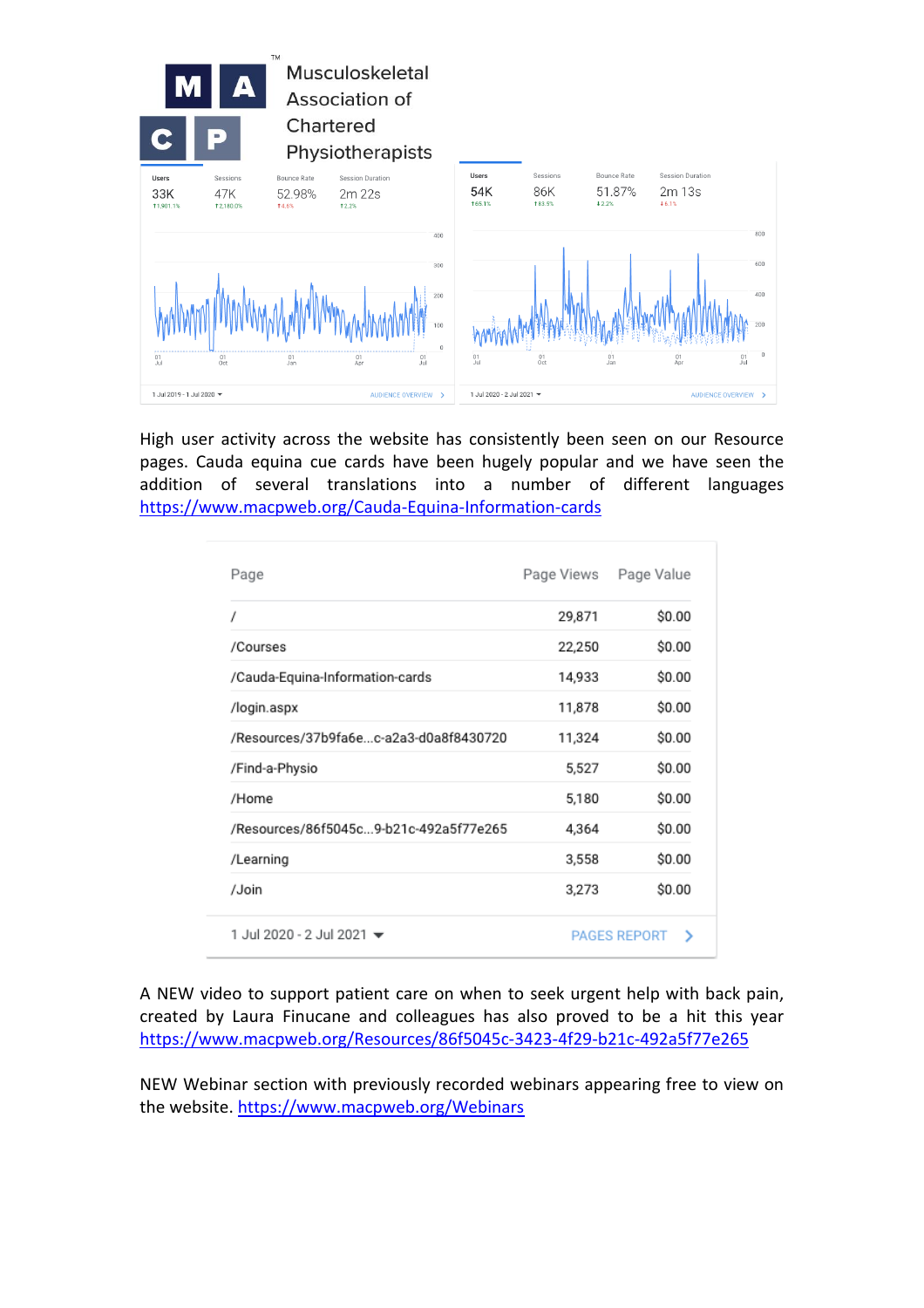Musculoskeletal Association of Chartered Physiotherapists

| Users | Sessions | Bounce Rate | Session Duration |
|---|---|---|---|
| 33K | 47K | 52.98% | 2m 22s |

1 Jul 2019 - 1 Jul 2020 · AUDIENCE OVERVIEW

| Users | Sessions | Bounce Rate | Session Duration |
|---|---|---|---|
| 54K | 86K | 51.87% | 2m 13s |

1 Jul 2020 - 2 Jul 2021 · AUDIENCE OVERVIEW

High user activity across the website has consistently been seen on our Resource pages. Cauda equina cue cards have been hugely popular and we have seen the addition of several translations into a number of different languages https://www.macpweb.org/Cauda-Equina-Information-cards

| Page | Page Views | Page Value |
|---|---|---|
| / | 29,871 | $0.00 |
| /Courses | 22,250 | $0.00 |
| /Cauda-Equina-Information-cards | 14,933 | $0.00 |
| /login.aspx | 11,878 | $0.00 |
| /Resources/37b9fa6e...c-a2a3-d0a8f8430720 | 11,324 | $0.00 |
| /Find-a-Physio | 5,527 | $0.00 |
| /Home | 5,180 | $0.00 |
| /Resources/86f5045c...9-b21c-492a5f77e265 | 4,364 | $0.00 |
| /Learning | 3,558 | $0.00 |
| /Join | 3,273 | $0.00 |

1 Jul 2020 - 2 Jul 2021 · PAGES REPORT

A NEW video to support patient care on when to seek urgent help with back pain, created by Laura Finucane and colleagues has also proved to be a hit this year https://www.macpweb.org/Resources/86f5045c-3423-4f29-b21c-492a5f77e265

NEW Webinar section with previously recorded webinars appearing free to view on the website. https://www.macpweb.org/Webinars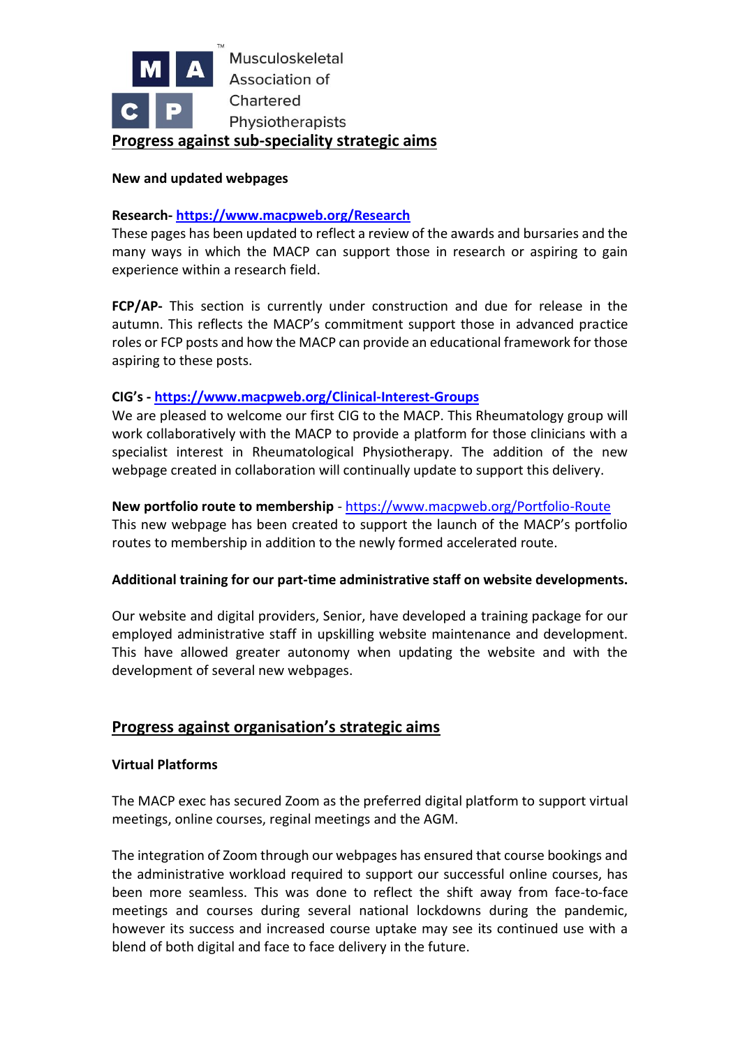Musculoskeletal Association of Chartered Physiotherapists

## Progress against sub-speciality strategic aims

**New and updated webpages**

**Research- https://www.macpweb.org/Research**
These pages has been updated to reflect a review of the awards and bursaries and the many ways in which the MACP can support those in research or aspiring to gain experience within a research field.

**FCP/AP-** This section is currently under construction and due for release in the autumn. This reflects the MACP's commitment support those in advanced practice roles or FCP posts and how the MACP can provide an educational framework for those aspiring to these posts.

**CIG's - https://www.macpweb.org/Clinical-Interest-Groups**
We are pleased to welcome our first CIG to the MACP. This Rheumatology group will work collaboratively with the MACP to provide a platform for those clinicians with a specialist interest in Rheumatological Physiotherapy. The addition of the new webpage created in collaboration will continually update to support this delivery.

**New portfolio route to membership** - https://www.macpweb.org/Portfolio-Route
This new webpage has been created to support the launch of the MACP's portfolio routes to membership in addition to the newly formed accelerated route.

**Additional training for our part-time administrative staff on website developments.**

Our website and digital providers, Senior, have developed a training package for our employed administrative staff in upskilling website maintenance and development. This have allowed greater autonomy when updating the website and with the development of several new webpages.

## Progress against organisation's strategic aims

**Virtual Platforms**

The MACP exec has secured Zoom as the preferred digital platform to support virtual meetings, online courses, reginal meetings and the AGM.

The integration of Zoom through our webpages has ensured that course bookings and the administrative workload required to support our successful online courses, has been more seamless. This was done to reflect the shift away from face-to-face meetings and courses during several national lockdowns during the pandemic, however its success and increased course uptake may see its continued use with a blend of both digital and face to face delivery in the future.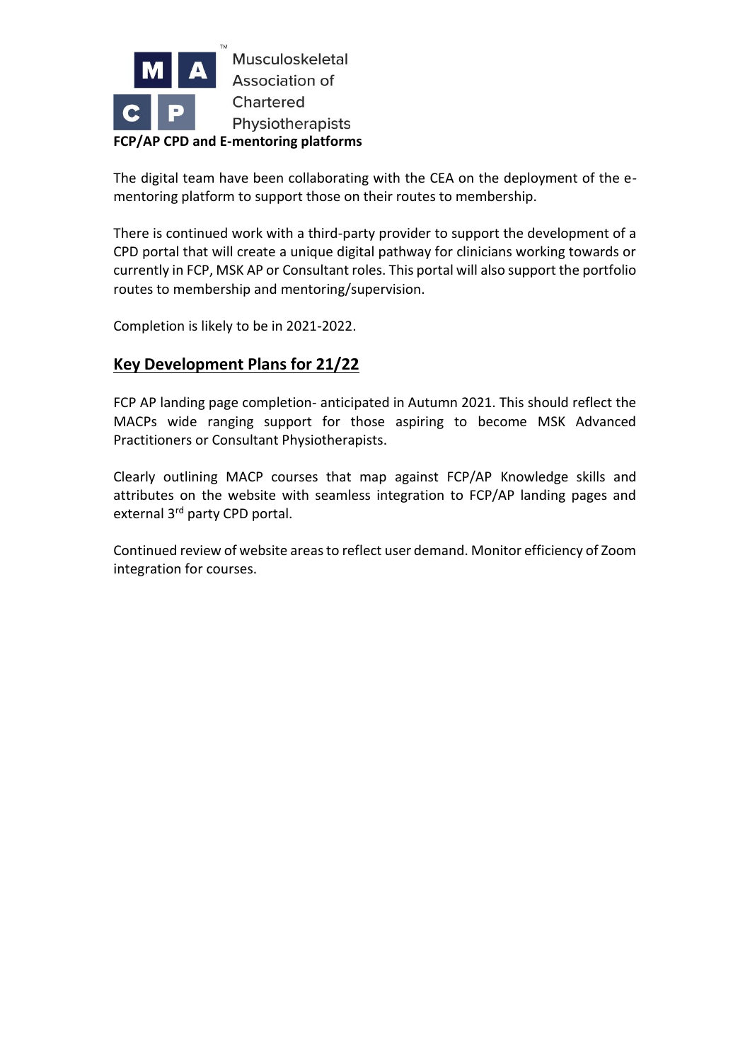Musculoskeletal Association of Chartered Physiotherapists

**FCP/AP CPD and E-mentoring platforms**

The digital team have been collaborating with the CEA on the deployment of the e-mentoring platform to support those on their routes to membership.

There is continued work with a third-party provider to support the development of a CPD portal that will create a unique digital pathway for clinicians working towards or currently in FCP, MSK AP or Consultant roles. This portal will also support the portfolio routes to membership and mentoring/supervision.

Completion is likely to be in 2021-2022.

## Key Development Plans for 21/22

FCP AP landing page completion- anticipated in Autumn 2021. This should reflect the MACPs wide ranging support for those aspiring to become MSK Advanced Practitioners or Consultant Physiotherapists.

Clearly outlining MACP courses that map against FCP/AP Knowledge skills and attributes on the website with seamless integration to FCP/AP landing pages and external 3rd party CPD portal.

Continued review of website areas to reflect user demand. Monitor efficiency of Zoom integration for courses.